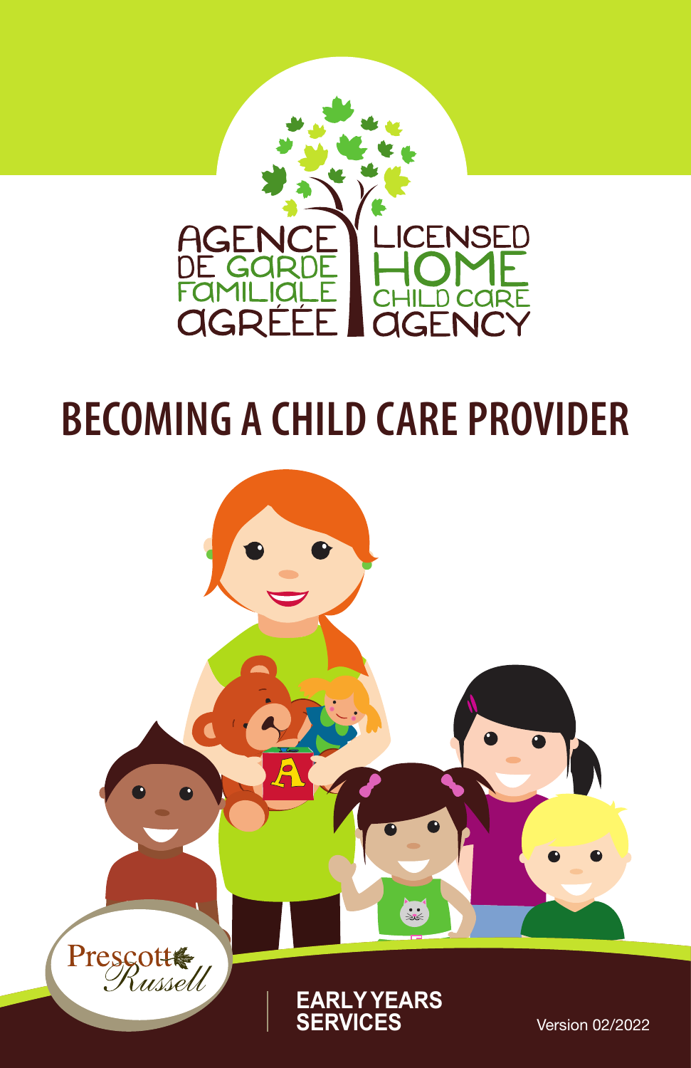AGENCE DE GARDE FAMILIALE AGRÉÉE

LICENSED HOME CHILD CARE AGENCY

# BECOMING A CHILD CARE PROVIDER

Prescott Russell

EARLY YEARS SERVICES

Version 02/2022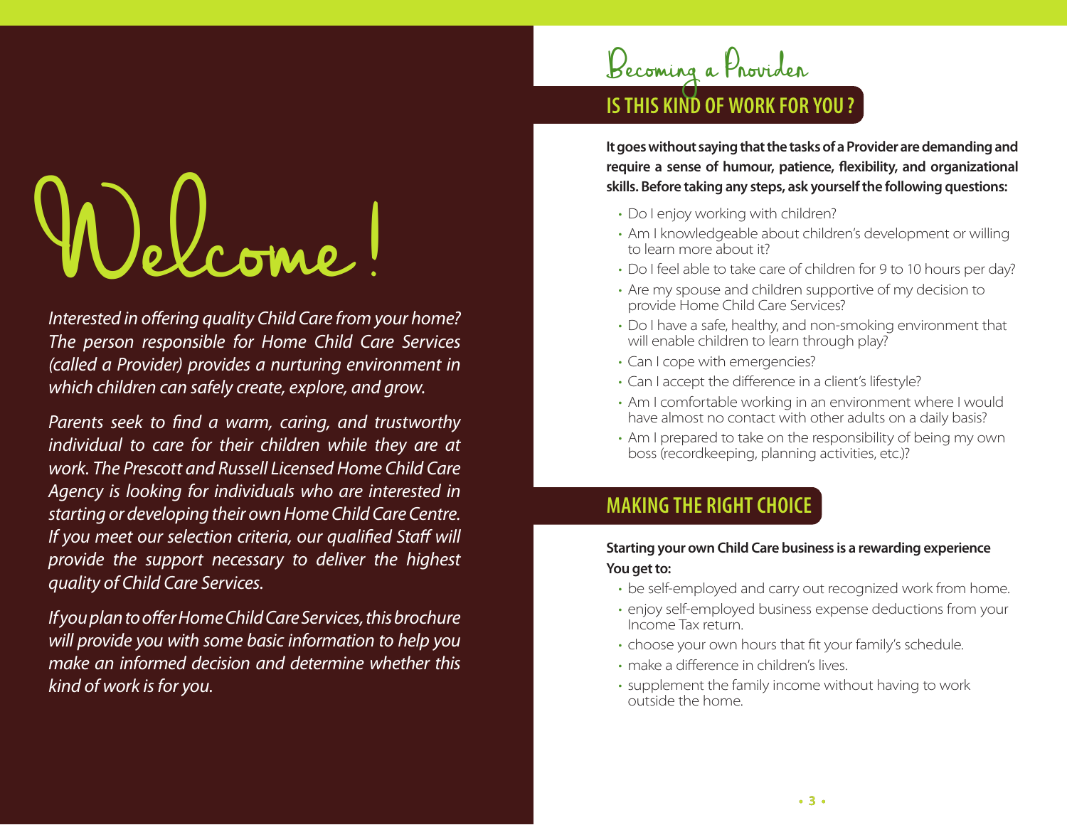# Welcome!

*Interested in offering quality Child Care from your home? The person responsible for Home Child Care Services (called a Provider) provides a nurturing environment in which children can safely create, explore, and grow.*

*Parents seek to find a warm, caring, and trustworthy individual to care for their children while they are at work. The Prescott and Russell Licensed Home Child Care Agency is looking for individuals who are interested in starting or developing their own Home Child Care Centre. If you meet our selection criteria, our qualified Staff will provide the support necessary to deliver the highest quality of Child Care Services.*

*If you plan to offer Home Child Care Services, this brochure will provide you with some basic information to help you make an informed decision and determine whether this kind of work is for you.*

# Becoming a Provider

## IS THIS KIND OF WORK FOR YOU ?

**It goes without saying that the tasks of a Provider are demanding and require a sense of humour, patience, flexibility, and organizational skills. Before taking any steps, ask yourself the following questions:**

- Do I enjoy working with children?
- Am I knowledgeable about children's development or willing to learn more about it?
- Do I feel able to take care of children for 9 to 10 hours per day?
- Are my spouse and children supportive of my decision to provide Home Child Care Services?
- Do I have a safe, healthy, and non-smoking environment that will enable children to learn through play?
- Can I cope with emergencies?
- Can I accept the difference in a client's lifestyle?
- Am I comfortable working in an environment where I would have almost no contact with other adults on a daily basis?
- Am I prepared to take on the responsibility of being my own boss (recordkeeping, planning activities, etc.)?

## MAKING THE RIGHT CHOICE

**Starting your own Child Care business is a rewarding experience**

**You get to:**

- be self-employed and carry out recognized work from home.
- enjoy self-employed business expense deductions from your Income Tax return.
- choose your own hours that fit your family's schedule.
- make a difference in children's lives.
- supplement the family income without having to work outside the home.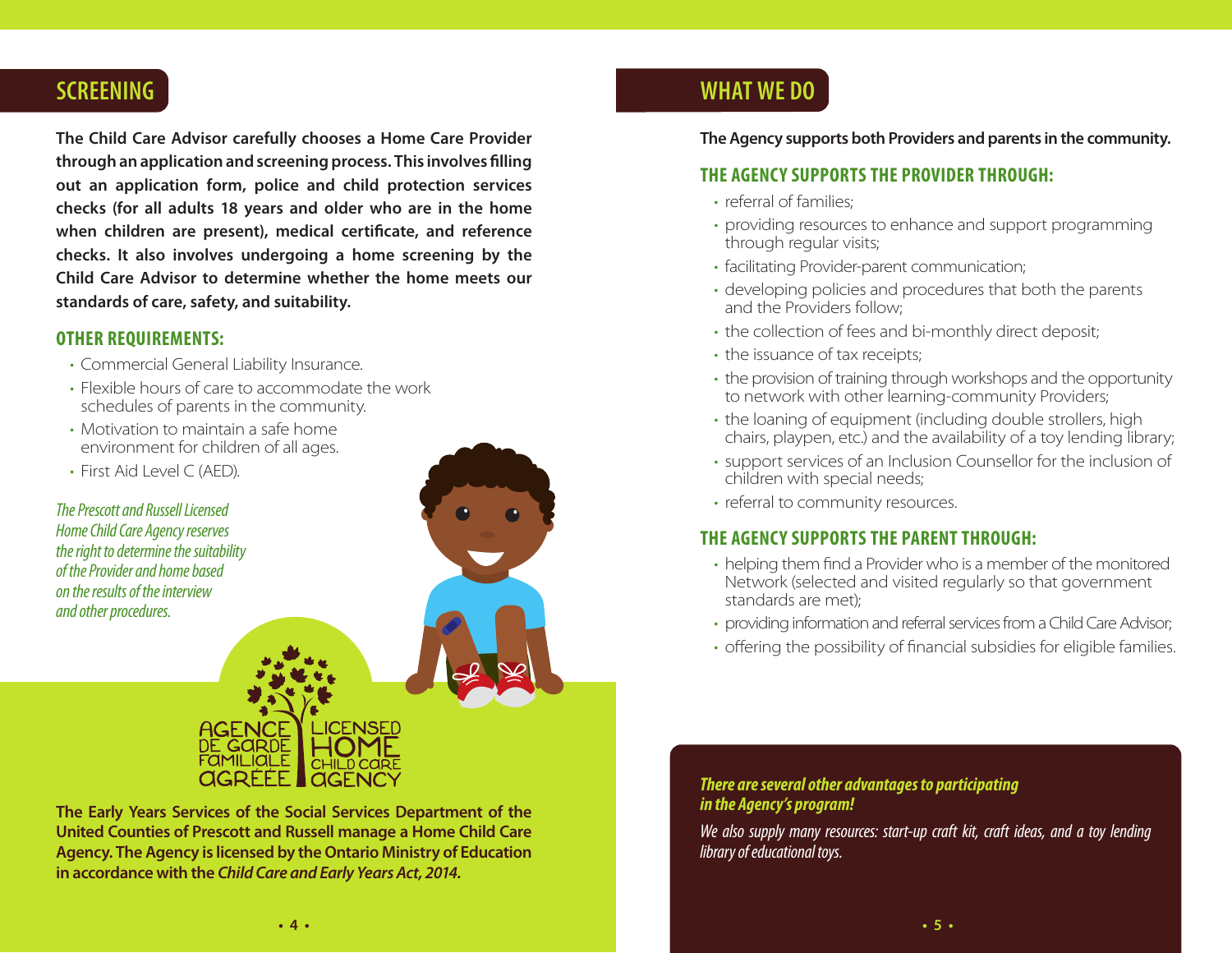## SCREENING

**The Child Care Advisor carefully chooses a Home Care Provider through an application and screening process. This involves filling out an application form, police and child protection services checks (for all adults 18 years and older who are in the home when children are present), medical certificate, and reference checks. It also involves undergoing a home screening by the Child Care Advisor to determine whether the home meets our standards of care, safety, and suitability.**

### OTHER REQUIREMENTS:

- Commercial General Liability Insurance.
- Flexible hours of care to accommodate the work schedules of parents in the community.
- Motivation to maintain a safe home environment for children of all ages.
- First Aid Level C (AED).

*The Prescott and Russell Licensed Home Child Care Agency reserves the right to determine the suitability of the Provider and home based on the results of the interview and other procedures.*

AGENCE DE GARDE FAMILIALE AGRÉÉE | LICENSED HOME CHILD CARE AGENCY

**The Early Years Services of the Social Services Department of the United Counties of Prescott and Russell manage a Home Child Care Agency. The Agency is licensed by the Ontario Ministry of Education in accordance with the *Child Care and Early Years Act, 2014.***

## WHAT WE DO

**The Agency supports both Providers and parents in the community.**

### THE AGENCY SUPPORTS THE PROVIDER THROUGH:

- referral of families;
- providing resources to enhance and support programming through regular visits;
- facilitating Provider-parent communication;
- developing policies and procedures that both the parents and the Providers follow;
- the collection of fees and bi-monthly direct deposit;
- the issuance of tax receipts;
- the provision of training through workshops and the opportunity to network with other learning-community Providers;
- the loaning of equipment (including double strollers, high chairs, playpen, etc.) and the availability of a toy lending library;
- support services of an Inclusion Counsellor for the inclusion of children with special needs;
- referral to community resources.

### THE AGENCY SUPPORTS THE PARENT THROUGH:

- helping them find a Provider who is a member of the monitored Network (selected and visited regularly so that government standards are met);
- providing information and referral services from a Child Care Advisor;
- offering the possibility of financial subsidies for eligible families.

***There are several other advantages to participating in the Agency's program!***

*We also supply many resources: start-up craft kit, craft ideas, and a toy lending library of educational toys.*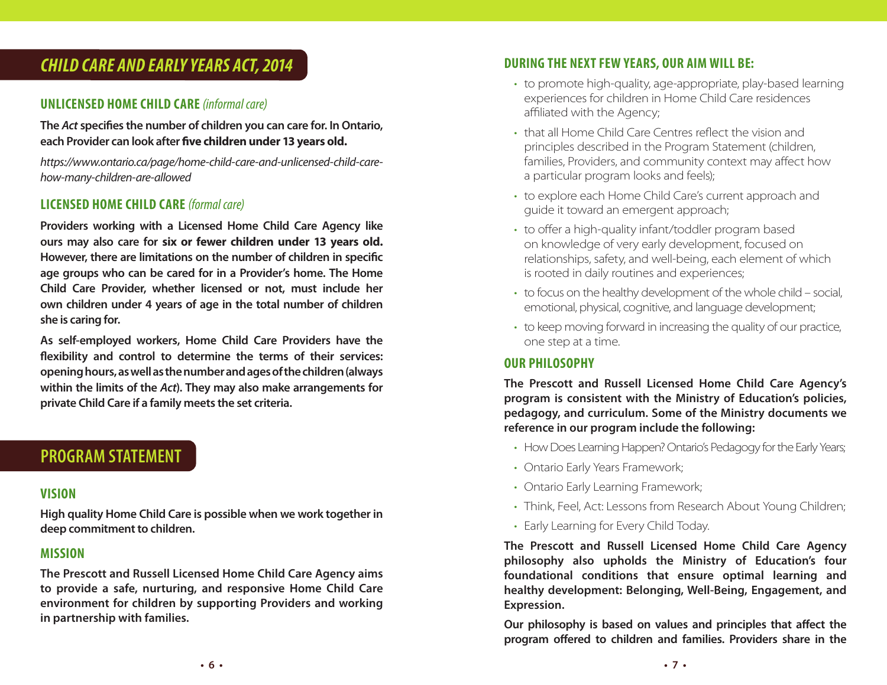# *CHILD CARE AND EARLY YEARS ACT, 2014*

### UNLICENSED HOME CHILD CARE *(informal care)*

**The *Act* specifies the number of children you can care for. In Ontario, each Provider can look after five children under 13 years old.**

*https://www.ontario.ca/page/home-child-care-and-unlicensed-child-care-how-many-children-are-allowed*

### LICENSED HOME CHILD CARE *(formal care)*

**Providers working with a Licensed Home Child Care Agency like ours may also care for six or fewer children under 13 years old. However, there are limitations on the number of children in specific age groups who can be cared for in a Provider's home. The Home Child Care Provider, whether licensed or not, must include her own children under 4 years of age in the total number of children she is caring for.**

**As self-employed workers, Home Child Care Providers have the flexibility and control to determine the terms of their services: opening hours, as well as the number and ages of the children (always within the limits of the *Act*). They may also make arrangements for private Child Care if a family meets the set criteria.**

# PROGRAM STATEMENT

### VISION

**High quality Home Child Care is possible when we work together in deep commitment to children.**

### MISSION

**The Prescott and Russell Licensed Home Child Care Agency aims to provide a safe, nurturing, and responsive Home Child Care environment for children by supporting Providers and working in partnership with families.**

### DURING THE NEXT FEW YEARS, OUR AIM WILL BE:

- to promote high-quality, age-appropriate, play-based learning experiences for children in Home Child Care residences affiliated with the Agency;
- that all Home Child Care Centres reflect the vision and principles described in the Program Statement (children, families, Providers, and community context may affect how a particular program looks and feels);
- to explore each Home Child Care's current approach and guide it toward an emergent approach;
- to offer a high-quality infant/toddler program based on knowledge of very early development, focused on relationships, safety, and well-being, each element of which is rooted in daily routines and experiences;
- to focus on the healthy development of the whole child – social, emotional, physical, cognitive, and language development;
- to keep moving forward in increasing the quality of our practice, one step at a time.

### OUR PHILOSOPHY

**The Prescott and Russell Licensed Home Child Care Agency's program is consistent with the Ministry of Education's policies, pedagogy, and curriculum. Some of the Ministry documents we reference in our program include the following:**

- How Does Learning Happen? Ontario's Pedagogy for the Early Years;
- Ontario Early Years Framework;
- Ontario Early Learning Framework;
- Think, Feel, Act: Lessons from Research About Young Children;
- Early Learning for Every Child Today.

**The Prescott and Russell Licensed Home Child Care Agency philosophy also upholds the Ministry of Education's four foundational conditions that ensure optimal learning and healthy development: Belonging, Well-Being, Engagement, and Expression.**

**Our philosophy is based on values and principles that affect the program offered to children and families. Providers share in the**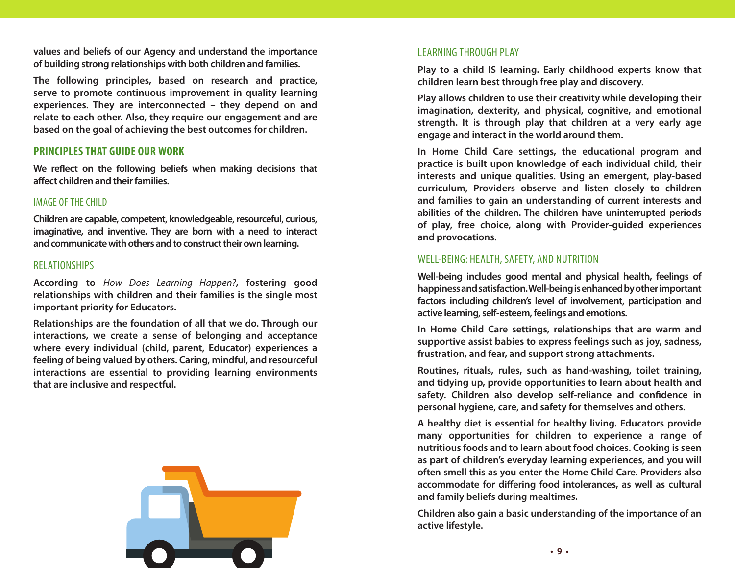values and beliefs of our Agency and understand the importance of building strong relationships with both children and families.

The following principles, based on research and practice, serve to promote continuous improvement in quality learning experiences. They are interconnected – they depend on and relate to each other. Also, they require our engagement and are based on the goal of achieving the best outcomes for children.

## PRINCIPLES THAT GUIDE OUR WORK

We reflect on the following beliefs when making decisions that affect children and their families.

### IMAGE OF THE CHILD

Children are capable, competent, knowledgeable, resourceful, curious, imaginative, and inventive. They are born with a need to interact and communicate with others and to construct their own learning.

### RELATIONSHIPS

According to *How Does Learning Happen?*, fostering good relationships with children and their families is the single most important priority for Educators.

Relationships are the foundation of all that we do. Through our interactions, we create a sense of belonging and acceptance where every individual (child, parent, Educator) experiences a feeling of being valued by others. Caring, mindful, and resourceful interactions are essential to providing learning environments that are inclusive and respectful.

### LEARNING THROUGH PLAY

Play to a child IS learning. Early childhood experts know that children learn best through free play and discovery.

Play allows children to use their creativity while developing their imagination, dexterity, and physical, cognitive, and emotional strength. It is through play that children at a very early age engage and interact in the world around them.

In Home Child Care settings, the educational program and practice is built upon knowledge of each individual child, their interests and unique qualities. Using an emergent, play-based curriculum, Providers observe and listen closely to children and families to gain an understanding of current interests and abilities of the children. The children have uninterrupted periods of play, free choice, along with Provider-guided experiences and provocations.

### WELL-BEING: HEALTH, SAFETY, AND NUTRITION

Well-being includes good mental and physical health, feelings of happiness and satisfaction. Well-being is enhanced by other important factors including children's level of involvement, participation and active learning, self-esteem, feelings and emotions.

In Home Child Care settings, relationships that are warm and supportive assist babies to express feelings such as joy, sadness, frustration, and fear, and support strong attachments.

Routines, rituals, rules, such as hand-washing, toilet training, and tidying up, provide opportunities to learn about health and safety. Children also develop self-reliance and confidence in personal hygiene, care, and safety for themselves and others.

A healthy diet is essential for healthy living. Educators provide many opportunities for children to experience a range of nutritious foods and to learn about food choices. Cooking is seen as part of children's everyday learning experiences, and you will often smell this as you enter the Home Child Care. Providers also accommodate for differing food intolerances, as well as cultural and family beliefs during mealtimes.

Children also gain a basic understanding of the importance of an active lifestyle.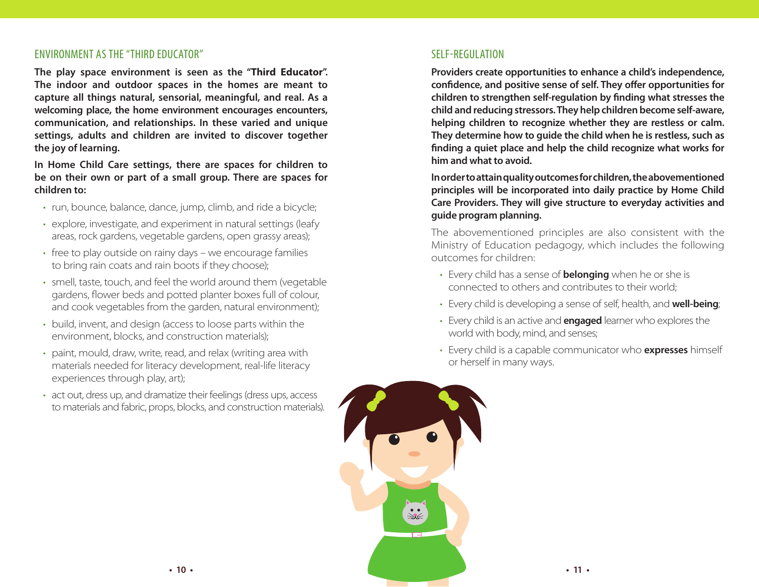## ENVIRONMENT AS THE "THIRD EDUCATOR"

**The play space environment is seen as the "Third Educator". The indoor and outdoor spaces in the homes are meant to capture all things natural, sensorial, meaningful, and real. As a welcoming place, the home environment encourages encounters, communication, and relationships. In these varied and unique settings, adults and children are invited to discover together the joy of learning.**

**In Home Child Care settings, there are spaces for children to be on their own or part of a small group. There are spaces for children to:**

- run, bounce, balance, dance, jump, climb, and ride a bicycle;
- explore, investigate, and experiment in natural settings (leafy areas, rock gardens, vegetable gardens, open grassy areas);
- free to play outside on rainy days – we encourage families to bring rain coats and rain boots if they choose);
- smell, taste, touch, and feel the world around them (vegetable gardens, flower beds and potted planter boxes full of colour, and cook vegetables from the garden, natural environment);
- build, invent, and design (access to loose parts within the environment, blocks, and construction materials);
- paint, mould, draw, write, read, and relax (writing area with materials needed for literacy development, real-life literacy experiences through play, art);
- act out, dress up, and dramatize their feelings (dress ups, access to materials and fabric, props, blocks, and construction materials).

## SELF-REGULATION

**Providers create opportunities to enhance a child's independence, confidence, and positive sense of self. They offer opportunities for children to strengthen self-regulation by finding what stresses the child and reducing stressors. They help children become self-aware, helping children to recognize whether they are restless or calm. They determine how to guide the child when he is restless, such as finding a quiet place and help the child recognize what works for him and what to avoid.**

**In order to attain quality outcomes for children, the abovementioned principles will be incorporated into daily practice by Home Child Care Providers. They will give structure to everyday activities and guide program planning.**

The abovementioned principles are also consistent with the Ministry of Education pedagogy, which includes the following outcomes for children:

- Every child has a sense of **belonging** when he or she is connected to others and contributes to their world;
- Every child is developing a sense of self, health, and **well-being**;
- Every child is an active and **engaged** learner who explores the world with body, mind, and senses;
- Every child is a capable communicator who **expresses** himself or herself in many ways.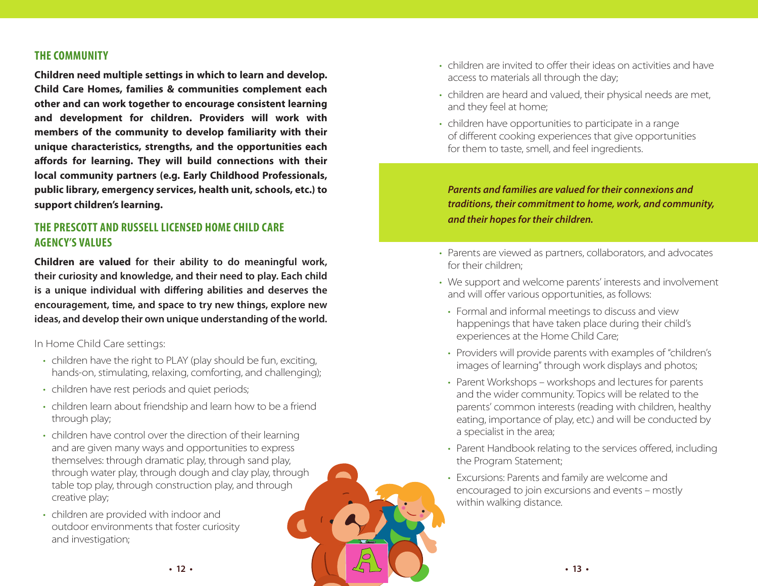## THE COMMUNITY

**Children need multiple settings in which to learn and develop. Child Care Homes, families & communities complement each other and can work together to encourage consistent learning and development for children. Providers will work with members of the community to develop familiarity with their unique characteristics, strengths, and the opportunities each affords for learning. They will build connections with their local community partners (e.g. Early Childhood Professionals, public library, emergency services, health unit, schools, etc.) to support children's learning.**

## THE PRESCOTT AND RUSSELL LICENSED HOME CHILD CARE AGENCY'S VALUES

**Children are valued for their ability to do meaningful work, their curiosity and knowledge, and their need to play. Each child is a unique individual with differing abilities and deserves the encouragement, time, and space to try new things, explore new ideas, and develop their own unique understanding of the world.**

In Home Child Care settings:

- children have the right to PLAY (play should be fun, exciting, hands-on, stimulating, relaxing, comforting, and challenging);
- children have rest periods and quiet periods;
- children learn about friendship and learn how to be a friend through play;
- children have control over the direction of their learning and are given many ways and opportunities to express themselves: through dramatic play, through sand play, through water play, through dough and clay play, through table top play, through construction play, and through creative play;
- children are provided with indoor and outdoor environments that foster curiosity and investigation;
- children are invited to offer their ideas on activities and have access to materials all through the day;
- children are heard and valued, their physical needs are met, and they feel at home;
- children have opportunities to participate in a range of different cooking experiences that give opportunities for them to taste, smell, and feel ingredients.

***Parents and families are valued for their connexions and traditions, their commitment to home, work, and community, and their hopes for their children.***

- Parents are viewed as partners, collaborators, and advocates for their children;
- We support and welcome parents' interests and involvement and will offer various opportunities, as follows:
  - Formal and informal meetings to discuss and view happenings that have taken place during their child's experiences at the Home Child Care;
  - Providers will provide parents with examples of "children's images of learning" through work displays and photos;
  - Parent Workshops – workshops and lectures for parents and the wider community. Topics will be related to the parents' common interests (reading with children, healthy eating, importance of play, etc.) and will be conducted by a specialist in the area;
  - Parent Handbook relating to the services offered, including the Program Statement;
  - Excursions: Parents and family are welcome and encouraged to join excursions and events – mostly within walking distance.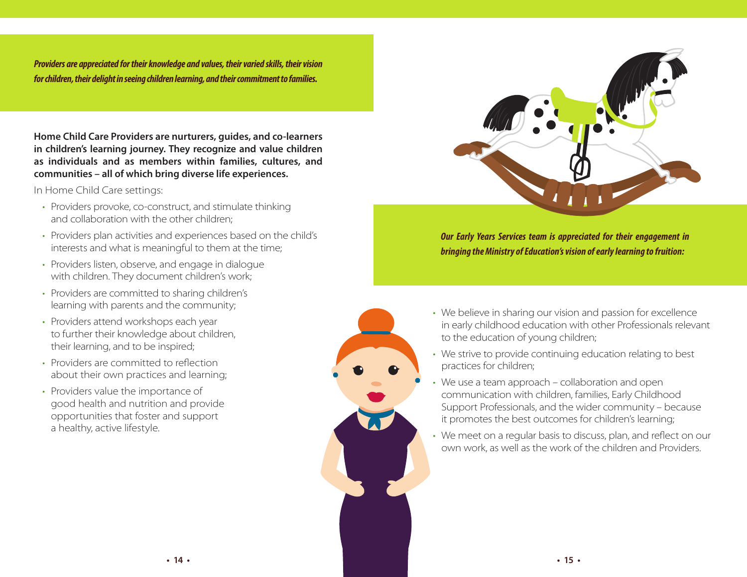***Providers are appreciated for their knowledge and values, their varied skills, their vision for children, their delight in seeing children learning, and their commitment to families.***

**Home Child Care Providers are nurturers, guides, and co-learners in children's learning journey. They recognize and value children as individuals and as members within families, cultures, and communities – all of which bring diverse life experiences.**

In Home Child Care settings:

- Providers provoke, co-construct, and stimulate thinking and collaboration with the other children;
- Providers plan activities and experiences based on the child's interests and what is meaningful to them at the time;
- Providers listen, observe, and engage in dialogue with children. They document children's work;
- Providers are committed to sharing children's learning with parents and the community;
- Providers attend workshops each year to further their knowledge about children, their learning, and to be inspired;
- Providers are committed to reflection about their own practices and learning;
- Providers value the importance of good health and nutrition and provide opportunities that foster and support a healthy, active lifestyle.

***Our Early Years Services team is appreciated for their engagement in bringing the Ministry of Education's vision of early learning to fruition:***

- We believe in sharing our vision and passion for excellence in early childhood education with other Professionals relevant to the education of young children;
- We strive to provide continuing education relating to best practices for children;
- We use a team approach – collaboration and open communication with children, families, Early Childhood Support Professionals, and the wider community – because it promotes the best outcomes for children's learning;
- We meet on a regular basis to discuss, plan, and reflect on our own work, as well as the work of the children and Providers.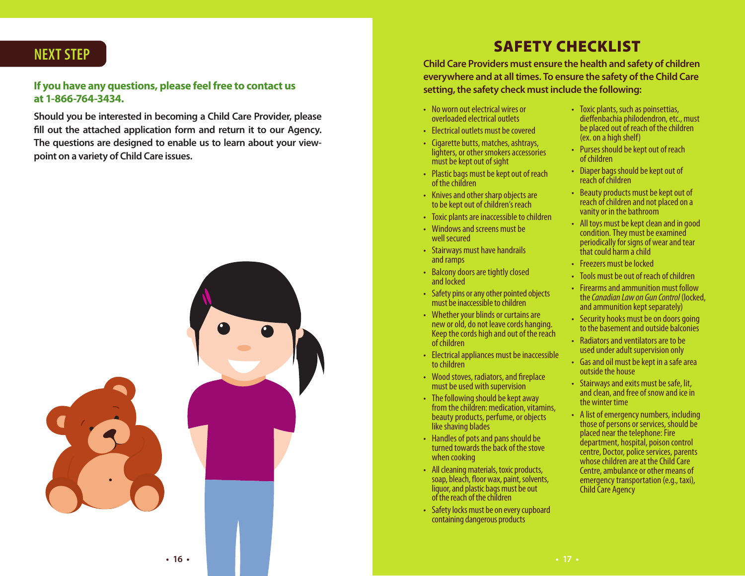## NEXT STEP

**If you have any questions, please feel free to contact us at 1-866-764-3434.**

**Should you be interested in becoming a Child Care Provider, please fill out the attached application form and return it to our Agency. The questions are designed to enable us to learn about your viewpoint on a variety of Child Care issues.**

# SAFETY CHECKLIST

**Child Care Providers must ensure the health and safety of children everywhere and at all times. To ensure the safety of the Child Care setting, the safety check must include the following:**

- No worn out electrical wires or overloaded electrical outlets
- Electrical outlets must be covered
- Cigarette butts, matches, ashtrays, lighters, or other smokers accessories must be kept out of sight
- Plastic bags must be kept out of reach of the children
- Knives and other sharp objects are to be kept out of children's reach
- Toxic plants are inaccessible to children
- Windows and screens must be well secured
- Stairways must have handrails and ramps
- Balcony doors are tightly closed and locked
- Safety pins or any other pointed objects must be inaccessible to children
- Whether your blinds or curtains are new or old, do not leave cords hanging. Keep the cords high and out of the reach of children
- Electrical appliances must be inaccessible to children
- Wood stoves, radiators, and fireplace must be used with supervision
- The following should be kept away from the children: medication, vitamins, beauty products, perfume, or objects like shaving blades
- Handles of pots and pans should be turned towards the back of the stove when cooking
- All cleaning materials, toxic products, soap, bleach, floor wax, paint, solvents, liquor, and plastic bags must be out of the reach of the children
- Safety locks must be on every cupboard containing dangerous products
- Toxic plants, such as poinsettias, dieffenbachia philodendron, etc., must be placed out of reach of the children (ex. on a high shelf)
- Purses should be kept out of reach of children
- Diaper bags should be kept out of reach of children
- Beauty products must be kept out of reach of children and not placed on a vanity or in the bathroom
- All toys must be kept clean and in good condition. They must be examined periodically for signs of wear and tear that could harm a child
- Freezers must be locked
- Tools must be out of reach of children
- Firearms and ammunition must follow the *Canadian Law on Gun Control* (locked, and ammunition kept separately)
- Security hooks must be on doors going to the basement and outside balconies
- Radiators and ventilators are to be used under adult supervision only
- Gas and oil must be kept in a safe area outside the house
- Stairways and exits must be safe, lit, and clean, and free of snow and ice in the winter time
- A list of emergency numbers, including those of persons or services, should be placed near the telephone: Fire department, hospital, poison control centre, Doctor, police services, parents whose children are at the Child Care Centre, ambulance or other means of emergency transportation (e.g., taxi), Child Care Agency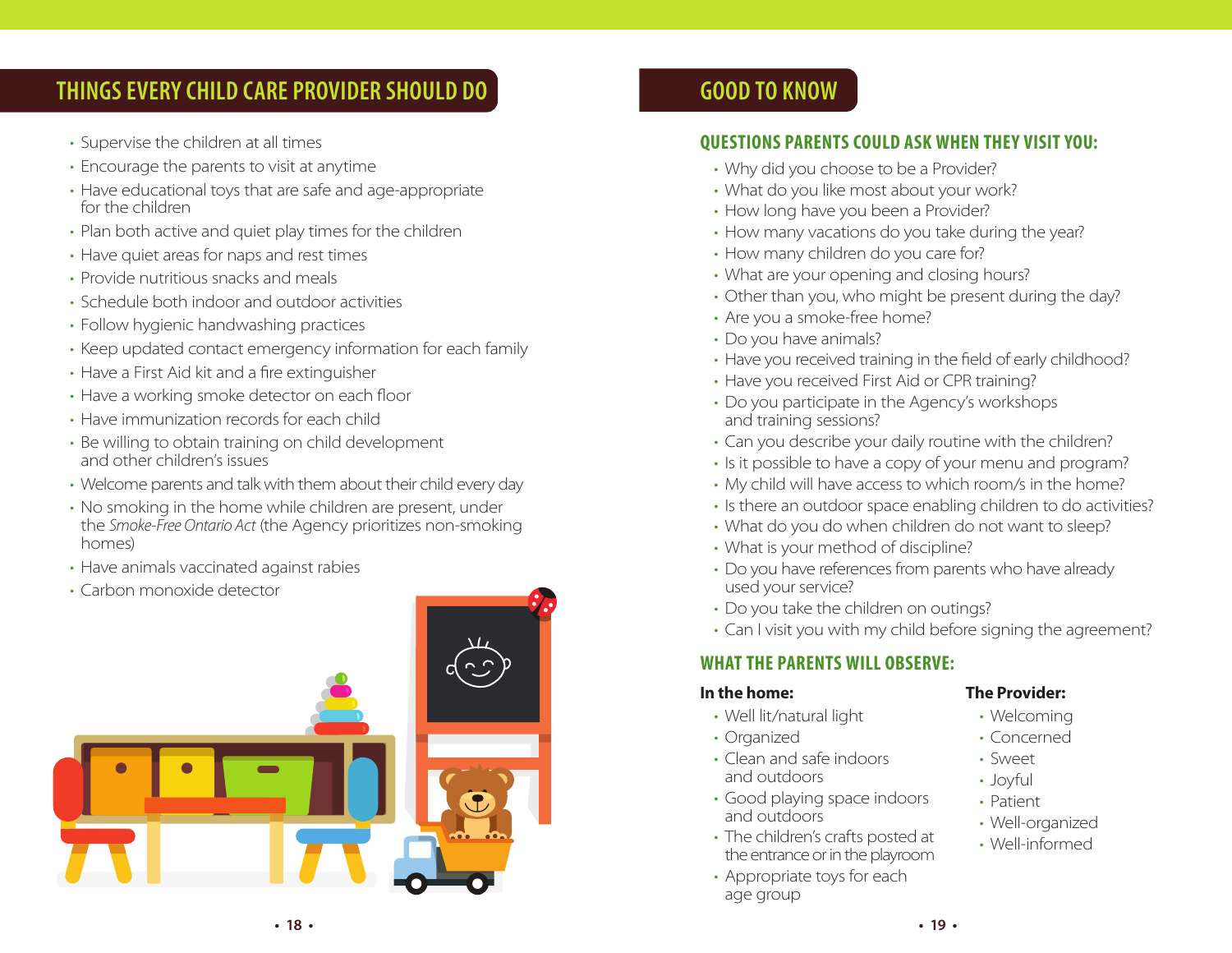## THINGS EVERY CHILD CARE PROVIDER SHOULD DO

- Supervise the children at all times
- Encourage the parents to visit at anytime
- Have educational toys that are safe and age-appropriate for the children
- Plan both active and quiet play times for the children
- Have quiet areas for naps and rest times
- Provide nutritious snacks and meals
- Schedule both indoor and outdoor activities
- Follow hygienic handwashing practices
- Keep updated contact emergency information for each family
- Have a First Aid kit and a fire extinguisher
- Have a working smoke detector on each floor
- Have immunization records for each child
- Be willing to obtain training on child development and other children's issues
- Welcome parents and talk with them about their child every day
- No smoking in the home while children are present, under the *Smoke-Free Ontario Act* (the Agency prioritizes non-smoking homes)
- Have animals vaccinated against rabies
- Carbon monoxide detector

## GOOD TO KNOW

### QUESTIONS PARENTS COULD ASK WHEN THEY VISIT YOU:

- Why did you choose to be a Provider?
- What do you like most about your work?
- How long have you been a Provider?
- How many vacations do you take during the year?
- How many children do you care for?
- What are your opening and closing hours?
- Other than you, who might be present during the day?
- Are you a smoke-free home?
- Do you have animals?
- Have you received training in the field of early childhood?
- Have you received First Aid or CPR training?
- Do you participate in the Agency's workshops and training sessions?
- Can you describe your daily routine with the children?
- Is it possible to have a copy of your menu and program?
- My child will have access to which room/s in the home?
- Is there an outdoor space enabling children to do activities?
- What do you do when children do not want to sleep?
- What is your method of discipline?
- Do you have references from parents who have already used your service?
- Do you take the children on outings?
- Can I visit you with my child before signing the agreement?

### WHAT THE PARENTS WILL OBSERVE:

**In the home:**

- Well lit/natural light
- Organized
- Clean and safe indoors and outdoors
- Good playing space indoors and outdoors
- The children's crafts posted at the entrance or in the playroom
- Appropriate toys for each age group

**The Provider:**

- Welcoming
- Concerned
- Sweet
- Joyful
- Patient
- Well-organized
- Well-informed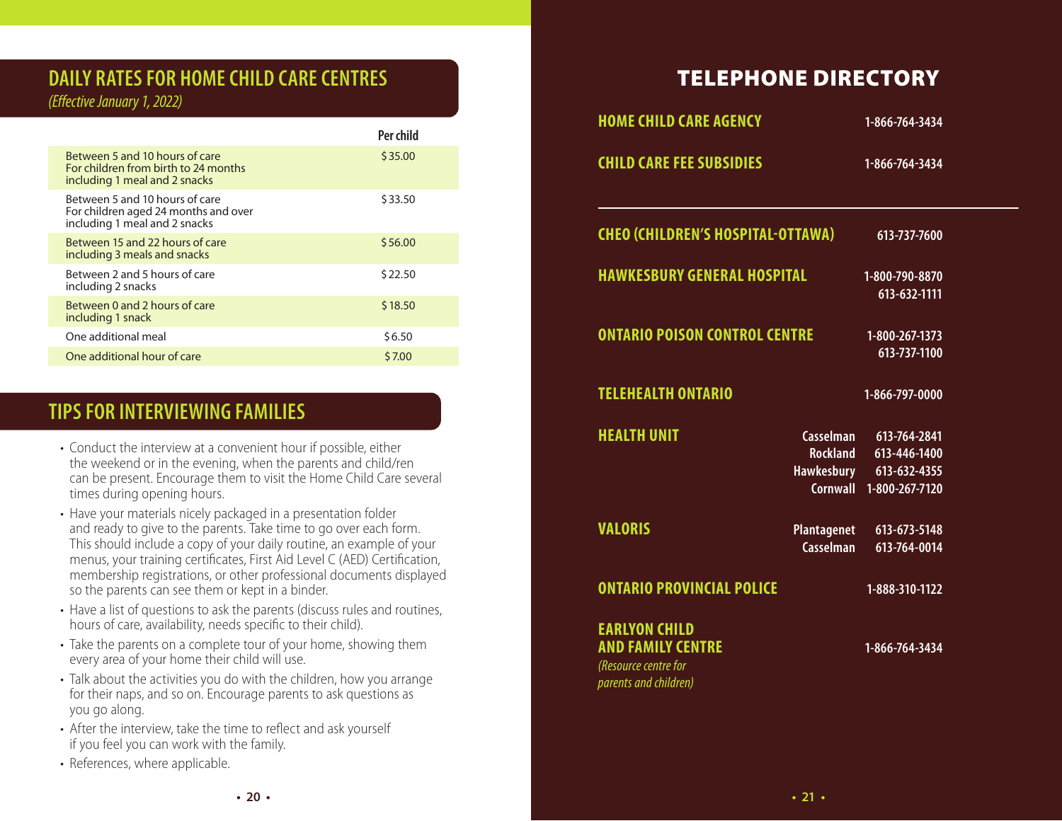## DAILY RATES FOR HOME CHILD CARE CENTRES

*(Effective January 1, 2022)*

| | Per child |
|---|---|
| Between 5 and 10 hours of care For children from birth to 24 months including 1 meal and 2 snacks | $35.00 |
| Between 5 and 10 hours of care For children aged 24 months and over including 1 meal and 2 snacks | $33.50 |
| Between 15 and 22 hours of care including 3 meals and snacks | $56.00 |
| Between 2 and 5 hours of care including 2 snacks | $22.50 |
| Between 0 and 2 hours of care including 1 snack | $18.50 |
| One additional meal | $6.50 |
| One additional hour of care | $7.00 |

## TIPS FOR INTERVIEWING FAMILIES

- Conduct the interview at a convenient hour if possible, either the weekend or in the evening, when the parents and child/ren can be present. Encourage them to visit the Home Child Care several times during opening hours.
- Have your materials nicely packaged in a presentation folder and ready to give to the parents. Take time to go over each form. This should include a copy of your daily routine, an example of your menus, your training certificates, First Aid Level C (AED) Certification, membership registrations, or other professional documents displayed so the parents can see them or kept in a binder.
- Have a list of questions to ask the parents (discuss rules and routines, hours of care, availability, needs specific to their child).
- Take the parents on a complete tour of your home, showing them every area of your home their child will use.
- Talk about the activities you do with the children, how you arrange for their naps, and so on. Encourage parents to ask questions as you go along.
- After the interview, take the time to reflect and ask yourself if you feel you can work with the family.
- References, where applicable.

## TELEPHONE DIRECTORY

| | | |
|---|---|---|
| **HOME CHILD CARE AGENCY** | | 1-866-764-3434 |
| **CHILD CARE FEE SUBSIDIES** | | 1-866-764-3434 |
| **CHEO (CHILDREN'S HOSPITAL-OTTAWA)** | | 613-737-7600 |
| **HAWKESBURY GENERAL HOSPITAL** | | 1-800-790-8870<br>613-632-1111 |
| **ONTARIO POISON CONTROL CENTRE** | | 1-800-267-1373<br>613-737-1100 |
| **TELEHEALTH ONTARIO** | | 1-866-797-0000 |
| **HEALTH UNIT** | Casselman | 613-764-2841 |
| | Rockland | 613-446-1400 |
| | Hawkesbury | 613-632-4355 |
| | Cornwall | 1-800-267-7120 |
| **VALORIS** | Plantagenet | 613-673-5148 |
| | Casselman | 613-764-0014 |
| **ONTARIO PROVINCIAL POLICE** | | 1-888-310-1122 |
| **EARLYON CHILD AND FAMILY CENTRE** *(Resource centre for parents and children)* | | 1-866-764-3434 |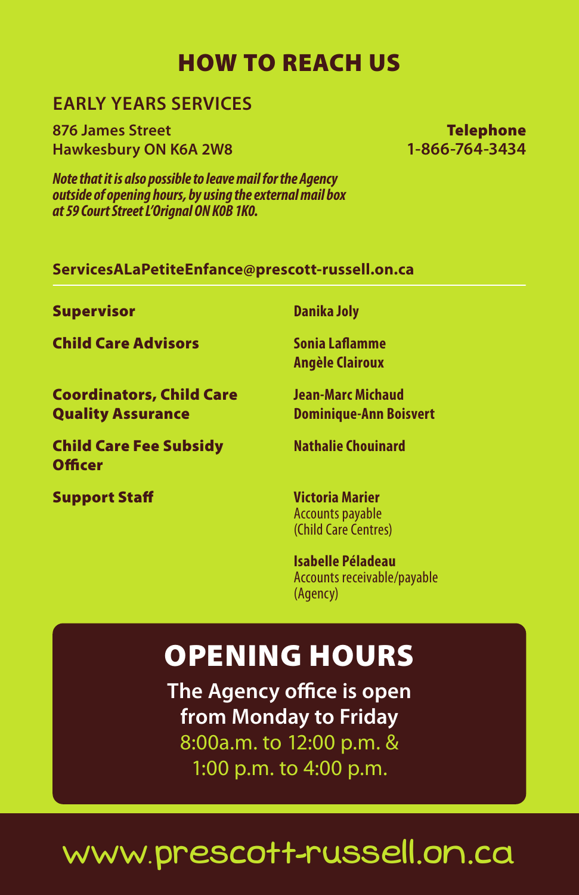# HOW TO REACH US

## EARLY YEARS SERVICES

**876 James Street**
**Hawkesbury ON K6A 2W8**

**Telephone**
**1-866-764-3434**

***Note that it is also possible to leave mail for the Agency outside of opening hours, by using the external mail box at 59 Court Street L'Orignal ON K0B 1K0.***

**ServicesALaPetiteEnfance@prescott-russell.on.ca**

| | |
|---|---|
| **Supervisor** | **Danika Joly** |
| **Child Care Advisors** | **Sonia Laflamme**<br>**Angèle Claíroux** |
| **Coordinators, Child Care Quality Assurance** | **Jean-Marc Michaud**<br>**Dominique-Ann Boisvert** |
| **Child Care Fee Subsidy Officer** | **Nathalie Chouinard** |
| **Support Staff** | **Victoria Marier**<br>Accounts payable (Child Care Centres)<br><br>**Isabelle Péladeau**<br>Accounts receivable/payable (Agency) |

## OPENING HOURS

**The Agency office is open from Monday to Friday**
8:00a.m. to 12:00 p.m. &
1:00 p.m. to 4:00 p.m.

www.prescott-russell.on.ca